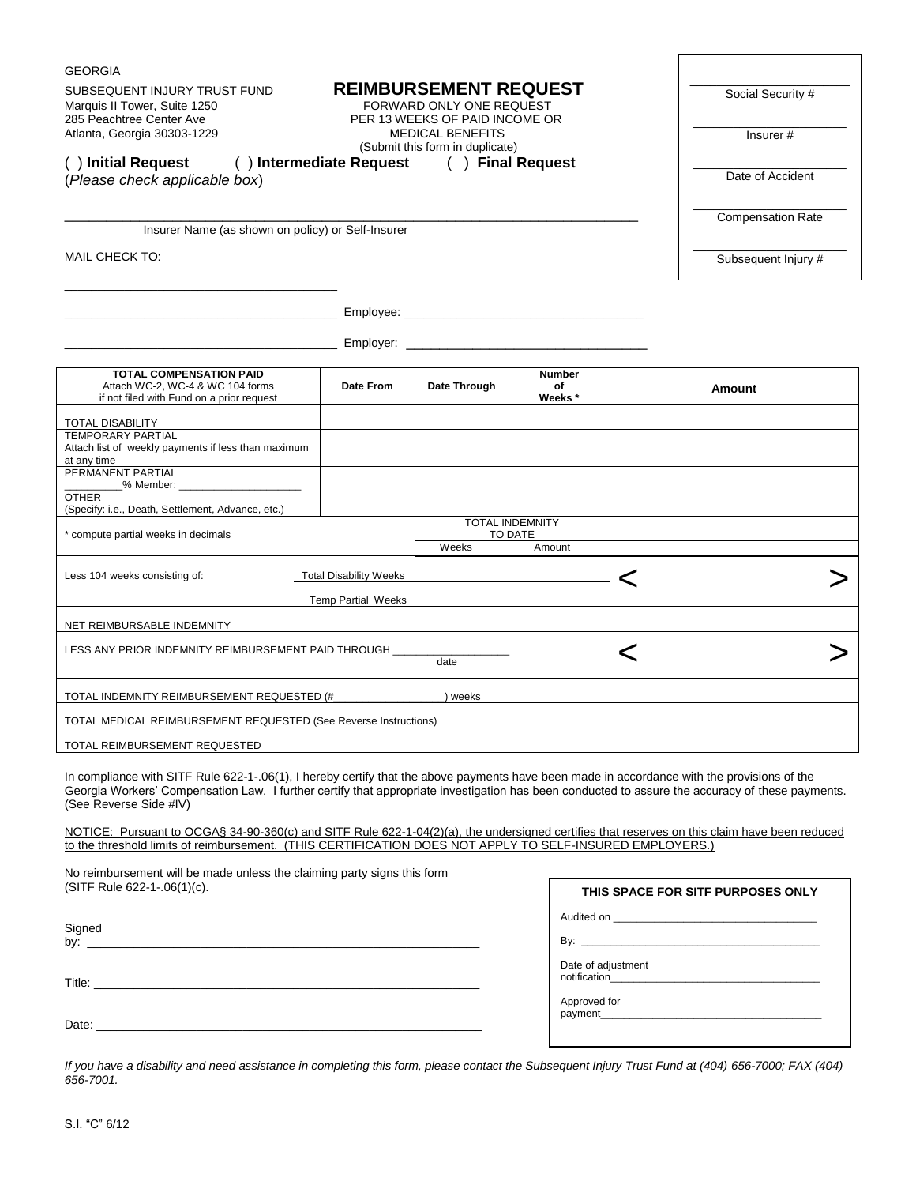GEORGIA

SUBSEQUENT INJURY TRUST FUND
Marquis II Tower, Suite 1250
285 Peachtree Center Ave
Atlanta, Georgia 30303-1229

# REIMBURSEMENT REQUEST

FORWARD ONLY ONE REQUEST
PER 13 WEEKS OF PAID INCOME OR
MEDICAL BENEFITS
(Submit this form in duplicate)

( ) **Initial Request** ( ) **Intermediate Request** ( ) **Final Request**
(*Please check applicable box*)

| |
|---|
| Social Security # |
| Insurer # |
| Date of Accident |
| Compensation Rate |
| Subsequent Injury # |

_______________________________________________
Insurer Name (as shown on policy) or Self-Insurer

MAIL CHECK TO:

_______________________________________________

_______________________________________________ Employee: _______________________________________________

_______________________________________________ Employer: _______________________________________________

| **TOTAL COMPENSATION PAID** Attach WC-2, WC-4 & WC 104 forms if not filed with Fund on a prior request | **Date From** | **Date Through** | **Number of Weeks \*** | **Amount** |
|---|---|---|---|---|
| TOTAL DISABILITY | | | | |
| TEMPORARY PARTIAL Attach list of weekly payments if less than maximum at any time | | | | |
| PERMANENT PARTIAL ________% Member: ____________________ | | | | |
| OTHER (Specify: i.e., Death, Settlement, Advance, etc.) | | | | |
| * compute partial weeks in decimals | | TOTAL INDEMNITY TO DATE | | |
| | | Weeks | Amount | |
| Less 104 weeks consisting of: | Total Disability Weeks | | | < > |
| | Temp Partial Weeks | | | |
| NET REIMBURSABLE INDEMNITY | | | | |
| LESS ANY PRIOR INDEMNITY REIMBURSEMENT PAID THROUGH ____________ date | | | | < > |
| TOTAL INDEMNITY REIMBURSEMENT REQUESTED (#____________) weeks | | | | |
| TOTAL MEDICAL REIMBURSEMENT REQUESTED (See Reverse Instructions) | | | | |
| TOTAL REIMBURSEMENT REQUESTED | | | | |

In compliance with SITF Rule 622-1-.06(1), I hereby certify that the above payments have been made in accordance with the provisions of the Georgia Workers' Compensation Law. I further certify that appropriate investigation has been conducted to assure the accuracy of these payments. (See Reverse Side #IV)

NOTICE: Pursuant to OCGA§ 34-90-360(c) and SITF Rule 622-1-04(2)(a), the undersigned certifies that reserves on this claim have been reduced to the threshold limits of reimbursement. (THIS CERTIFICATION DOES NOT APPLY TO SELF-INSURED EMPLOYERS.)

No reimbursement will be made unless the claiming party signs this form (SITF Rule 622-1-.06(1)(c).

Signed by: ____________________________________________________________

Title: ____________________________________________________________

Date: ____________________________________________________________

**THIS SPACE FOR SITF PURPOSES ONLY**

Audited on ____________________________________

By: ____________________________________

Date of adjustment notification____________________________________

Approved for payment____________________________________

*If you have a disability and need assistance in completing this form, please contact the Subsequent Injury Trust Fund at (404) 656-7000; FAX (404) 656-7001.*

S.I. "C" 6/12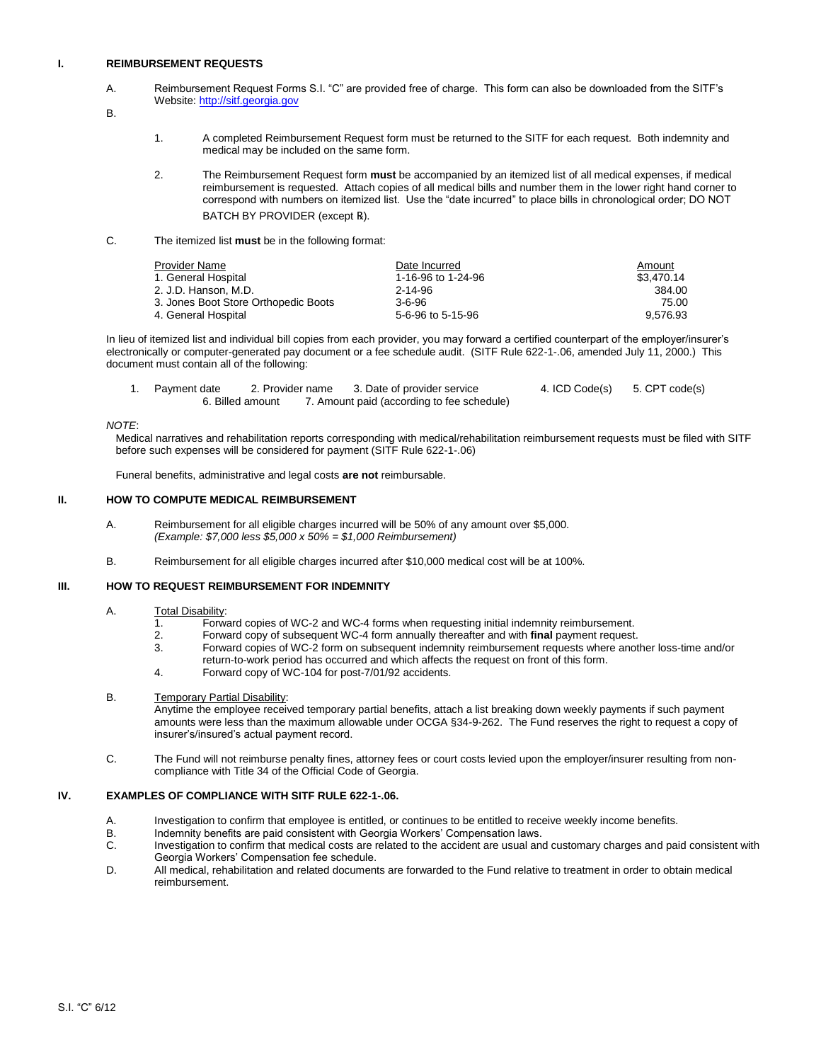## I. REIMBURSEMENT REQUESTS

A. Reimbursement Request Forms S.I. "C" are provided free of charge. This form can also be downloaded from the SITF's Website: http://sitf.georgia.gov

B.

1. A completed Reimbursement Request form must be returned to the SITF for each request. Both indemnity and medical may be included on the same form.

2. The Reimbursement Request form **must** be accompanied by an itemized list of all medical expenses, if medical reimbursement is requested. Attach copies of all medical bills and number them in the lower right hand corner to correspond with numbers on itemized list. Use the "date incurred" to place bills in chronological order; DO NOT BATCH BY PROVIDER (except ℞).

C. The itemized list **must** be in the following format:

| Provider Name | Date Incurred | Amount |
|---|---|---|
| 1. General Hospital | 1-16-96 to 1-24-96 | $3,470.14 |
| 2. J.D. Hanson, M.D. | 2-14-96 | 384.00 |
| 3. Jones Boot Store Orthopedic Boots | 3-6-96 | 75.00 |
| 4. General Hospital | 5-6-96 to 5-15-96 | 9,576.93 |

In lieu of itemized list and individual bill copies from each provider, you may forward a certified counterpart of the employer/insurer's electronically or computer-generated pay document or a fee schedule audit. (SITF Rule 622-1-.06, amended July 11, 2000.) This document must contain all of the following:

1. Payment date 2. Provider name 3. Date of provider service 4. ICD Code(s) 5. CPT code(s) 6. Billed amount 7. Amount paid (according to fee schedule)

*NOTE*:

Medical narratives and rehabilitation reports corresponding with medical/rehabilitation reimbursement requests must be filed with SITF before such expenses will be considered for payment (SITF Rule 622-1-.06)

Funeral benefits, administrative and legal costs **are not** reimbursable.

## II. HOW TO COMPUTE MEDICAL REIMBURSEMENT

A. Reimbursement for all eligible charges incurred will be 50% of any amount over $5,000.
*(Example: $7,000 less $5,000 x 50% = $1,000 Reimbursement)*

B. Reimbursement for all eligible charges incurred after $10,000 medical cost will be at 100%.

## III. HOW TO REQUEST REIMBURSEMENT FOR INDEMNITY

A. Total Disability:

1. Forward copies of WC-2 and WC-4 forms when requesting initial indemnity reimbursement.
2. Forward copy of subsequent WC-4 form annually thereafter and with **final** payment request.
3. Forward copies of WC-2 form on subsequent indemnity reimbursement requests where another loss-time and/or return-to-work period has occurred and which affects the request on front of this form.
4. Forward copy of WC-104 for post-7/01/92 accidents.

B. Temporary Partial Disability:
Anytime the employee received temporary partial benefits, attach a list breaking down weekly payments if such payment amounts were less than the maximum allowable under OCGA §34-9-262. The Fund reserves the right to request a copy of insurer's/insured's actual payment record.

C. The Fund will not reimburse penalty fines, attorney fees or court costs levied upon the employer/insurer resulting from non-compliance with Title 34 of the Official Code of Georgia.

## IV. EXAMPLES OF COMPLIANCE WITH SITF RULE 622-1-.06.

A. Investigation to confirm that employee is entitled, or continues to be entitled to receive weekly income benefits.
B. Indemnity benefits are paid consistent with Georgia Workers' Compensation laws.
C. Investigation to confirm that medical costs are related to the accident are usual and customary charges and paid consistent with Georgia Workers' Compensation fee schedule.
D. All medical, rehabilitation and related documents are forwarded to the Fund relative to treatment in order to obtain medical reimbursement.

S.I. "C" 6/12